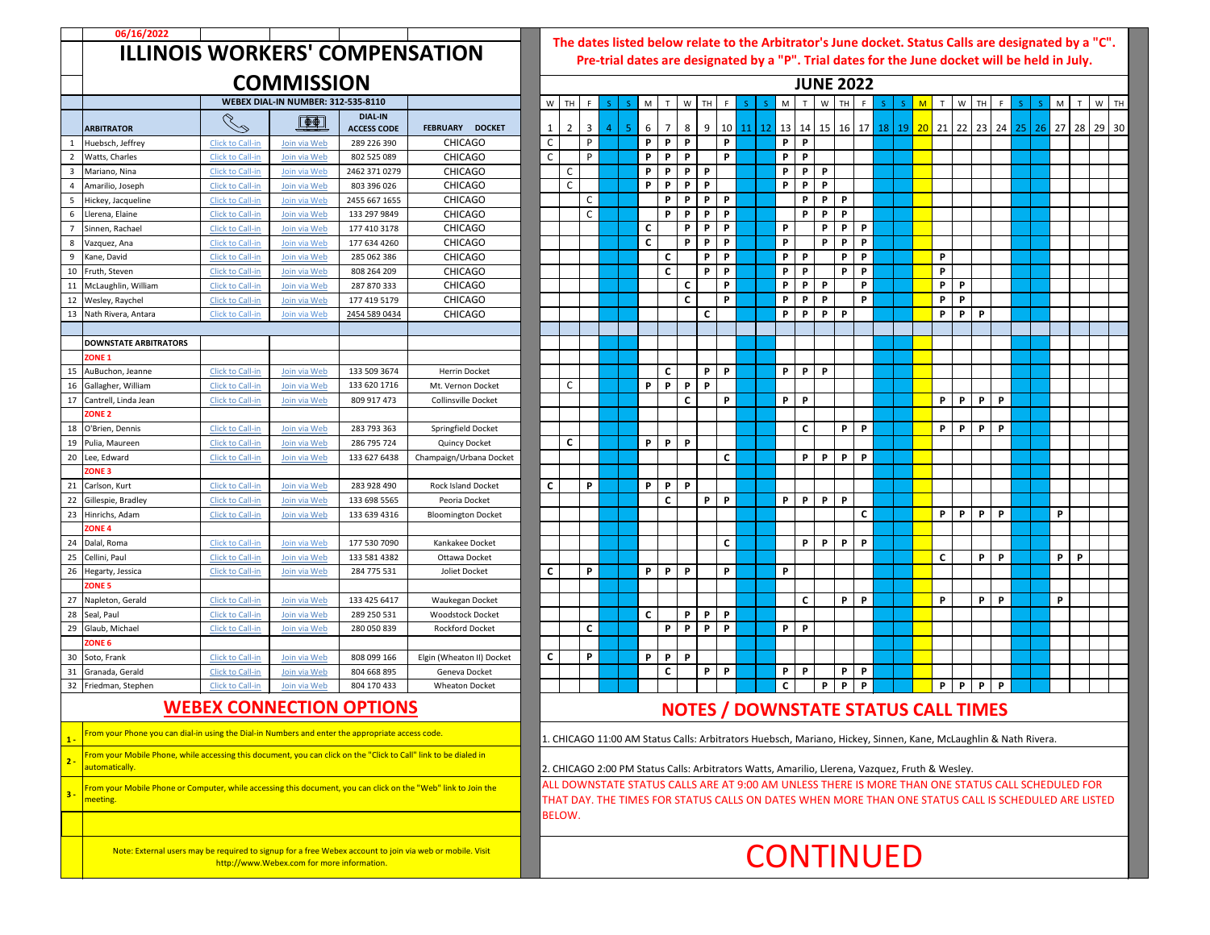06/16/2022

# ILLINOIS WORKERS' COMPENSATION COMMISSION

**The dates listed below relate to the Arbitrator's June docket. Status Calls are designated by a "C". Pre-trial dates are designated by a "P". Trial dates for the June docket will be held in July.**

**WEBEX DIAL-IN NUMBER: 312-535-8110**

## JUNE 2022

| # | ARBITRATOR | Call | Web | DIAL-IN ACCESS CODE | FEBRUARY DOCKET | W 1 | TH 2 | F 3 | S 4 | S 5 | M 6 | T 7 | W 8 | TH 9 | F 10 | S 11 | S 12 | M 13 | T 14 | W 15 | TH 16 | F 17 | S 18 | S 19 | M 20 | T 21 | W 22 | TH 23 | F 24 | S 25 | S 26 | M 27 | T 28 | W 29 | TH 30 |
|---|---|---|---|---|---|---|---|---|---|---|---|---|---|---|---|---|---|---|---|---|---|---|---|---|---|---|---|---|---|---|---|---|---|---|---|
| 1 | Huebsch, Jeffrey | Click to Call-in | Join via Web | 289 226 390 | CHICAGO | C | | P | | | P | P | P | | P | | | P | P | | | | | | | | | | | | | | | | |
| 2 | Watts, Charles | Click to Call-in | Join via Web | 802 525 089 | CHICAGO | C | | P | | | P | P | P | | P | | | P | P | | | | | | | | | | | | | | | | |
| 3 | Mariano, Nina | Click to Call-in | Join via Web | 2462 371 0279 | CHICAGO | | C | | | | P | P | P | P | | | | P | P | P | | | | | | | | | | | | | | | |
| 4 | Amarilio, Joseph | Click to Call-in | Join via Web | 803 396 026 | CHICAGO | | C | | | | P | P | P | P | | | | P | P | P | | | | | | | | | | | | | | | |
| 5 | Hickey, Jacqueline | Click to Call-in | Join via Web | 2455 667 1655 | CHICAGO | | | C | | | | P | P | P | P | | | | P | P | P | | | | | | | | | | | | | | |
| 6 | Llerena, Elaine | Click to Call-in | Join via Web | 133 297 9849 | CHICAGO | | | C | | | | P | P | P | P | | | | P | P | P | | | | | | | | | | | | | | |
| 7 | Sinnen, Rachael | Click to Call-in | Join via Web | 177 410 3178 | CHICAGO | | | | | | C | | P | P | P | | | P | | P | P | P | | | | | | | | | | | | | |
| 8 | Vazquez, Ana | Click to Call-in | Join via Web | 177 634 4260 | CHICAGO | | | | | | C | | P | P | P | | | P | | P | P | P | | | | | | | | | | | | | |
| 9 | Kane, David | Click to Call-in | Join via Web | 285 062 386 | CHICAGO | | | | | | | C | | P | P | | | P | P | | P | P | | | | P | | | | | | | | | |
| 10 | Fruth, Steven | Click to Call-in | Join via Web | 808 264 209 | CHICAGO | | | | | | | C | | P | P | | | P | P | | P | P | | | | P | | | | | | | | | |
| 11 | McLaughlin, William | Click to Call-in | Join via Web | 287 870 333 | CHICAGO | | | | | | | | C | | P | | | P | P | P | | P | | | | P | P | | | | | | | | |
| 12 | Wesley, Raychel | Click to Call-in | Join via Web | 177 419 5179 | CHICAGO | | | | | | | | C | | P | | | P | P | P | | P | | | | P | P | | | | | | | | |
| 13 | Nath Rivera, Antara | Click to Call-in | Join via Web | 2454 589 0434 | CHICAGO | | | | | | | | | C | | | | P | P | P | P | | | | | P | P | P | | | | | | | |
| | **DOWNSTATE ARBITRATORS** | | | | | | | | | | | | | | | | | | | | | | | | | | | | | | | | | | |
| | **ZONE 1** | | | | | | | | | | | | | | | | | | | | | | | | | | | | | | | | | | |
| 15 | AuBuchon, Jeanne | Click to Call-in | Join via Web | 133 509 3674 | Herrin Docket | | | | | | | C | | P | P | | | P | P | P | | | | | | | | | | | | | | | |
| 16 | Gallagher, William | Click to Call-in | Join via Web | 133 620 1716 | Mt. Vernon Docket | | C | | | | P | P | P | P | | | | | | | | | | | | | | | | | | | | | |
| 17 | Cantrell, Linda Jean | Click to Call-in | Join via Web | 809 917 473 | Collinsville Docket | | | | | | | | C | | P | | | P | P | | | | | | | P | P | P | P | | | | | | |
| | **ZONE 2** | | | | | | | | | | | | | | | | | | | | | | | | | | | | | | | | | | |
| 18 | O'Brien, Dennis | Click to Call-in | Join via Web | 283 793 363 | Springfield Docket | | | | | | | | | | | | | | C | | P | P | | | | P | P | P | P | | | | | | |
| 19 | Pulia, Maureen | Click to Call-in | Join via Web | 286 795 724 | Quincy Docket | | C | | | | P | P | P | | | | | | | | | | | | | | | | | | | | | | |
| 20 | Lee, Edward | Click to Call-in | Join via Web | 133 627 6438 | Champaign/Urbana Docket | | | | | | | | | | C | | | | P | P | P | P | | | | | | | | | | | | | |
| | **ZONE 3** | | | | | | | | | | | | | | | | | | | | | | | | | | | | | | | | | | |
| 21 | Carlson, Kurt | Click to Call-in | Join via Web | 283 928 490 | Rock Island Docket | C | | P | | | P | P | P | | | | | | | | | | | | | | | | | | | | | | |
| 22 | Gillespie, Bradley | Click to Call-in | Join via Web | 133 698 5565 | Peoria Docket | | | | | | | C | | P | P | | | P | P | P | P | | | | | | | | | | | | | | |
| 23 | Hinrichs, Adam | Click to Call-in | Join via Web | 133 639 4316 | Bloomington Docket | | | | | | | | | | | | | | | | | C | | | | P | P | P | P | | | P | | | |
| | **ZONE 4** | | | | | | | | | | | | | | | | | | | | | | | | | | | | | | | | | | |
| 24 | Dalal, Roma | Click to Call-in | Join via Web | 177 530 7090 | Kankakee Docket | | | | | | | | | | C | | | | P | P | P | P | | | | | | | | | | | | | |
| 25 | Cellini, Paul | Click to Call-in | Join via Web | 133 581 4382 | Ottawa Docket | | | | | | | | | | | | | | | | | | | | | C | | P | P | | | P | P | | |
| 26 | Hegarty, Jessica | Click to Call-in | Join via Web | 284 775 531 | Joliet Docket | C | | P | | | P | P | P | | P | | | P | | | | | | | | | | | | | | | | | |
| | **ZONE 5** | | | | | | | | | | | | | | | | | | | | | | | | | | | | | | | | | | |
| 27 | Napleton, Gerald | Click to Call-in | Join via Web | 133 425 6417 | Waukegan Docket | | | | | | | | | | | | | | C | | P | P | | | | P | | P | P | | | P | | | |
| 28 | Seal, Paul | Click to Call-in | Join via Web | 289 250 531 | Woodstock Docket | | | | | | C | | P | P | P | | | | | | | | | | | | | | | | | | | | |
| 29 | Glaub, Michael | Click to Call-in | Join via Web | 280 050 839 | Rockford Docket | | | C | | | | P | P | P | P | | | P | P | | | | | | | | | | | | | | | | |
| | **ZONE 6** | | | | | | | | | | | | | | | | | | | | | | | | | | | | | | | | | | |
| 30 | Soto, Frank | Click to Call-in | Join via Web | 808 099 166 | Elgin (Wheaton II) Docket | C | | P | | | P | P | P | | | | | | | | | | | | | | | | | | | | | | |
| 31 | Granada, Gerald | Click to Call-in | Join via Web | 804 668 895 | Geneva Docket | | | | | | | C | | P | P | | | P | P | | P | P | | | | | | | | | | | | | |
| 32 | Friedman, Stephen | Click to Call-in | Join via Web | 804 170 433 | Wheaton Docket | | | | | | | | | | | | | C | | P | P | P | | | | P | P | P | P | | | | | | |

## WEBEX CONNECTION OPTIONS

1 - From your Phone you can dial-in using the Dial-in Numbers and enter the appropriate access code.

2 - From your Mobile Phone, while accessing this document, you can click on the "Click to Call" link to be dialed in automatically.

3 - From your Mobile Phone or Computer, while accessing this document, you can click on the "Web" link to Join the meeting.

Note: External users may be required to signup for a free Webex account to join via web or mobile. Visit http://www.Webex.com for more information.

## NOTES / DOWNSTATE STATUS CALL TIMES

1. CHICAGO 11:00 AM Status Calls: Arbitrators Huebsch, Mariano, Hickey, Sinnen, Kane, McLaughlin & Nath Rivera.

2. CHICAGO 2:00 PM Status Calls: Arbitrators Watts, Amarilio, Llerena, Vazquez, Fruth & Wesley.

ALL DOWNSTATE STATUS CALLS ARE AT 9:00 AM UNLESS THERE IS MORE THAN ONE STATUS CALL SCHEDULED FOR THAT DAY. THE TIMES FOR STATUS CALLS ON DATES WHEN MORE THAN ONE STATUS CALL IS SCHEDULED ARE LISTED BELOW.

CONTINUED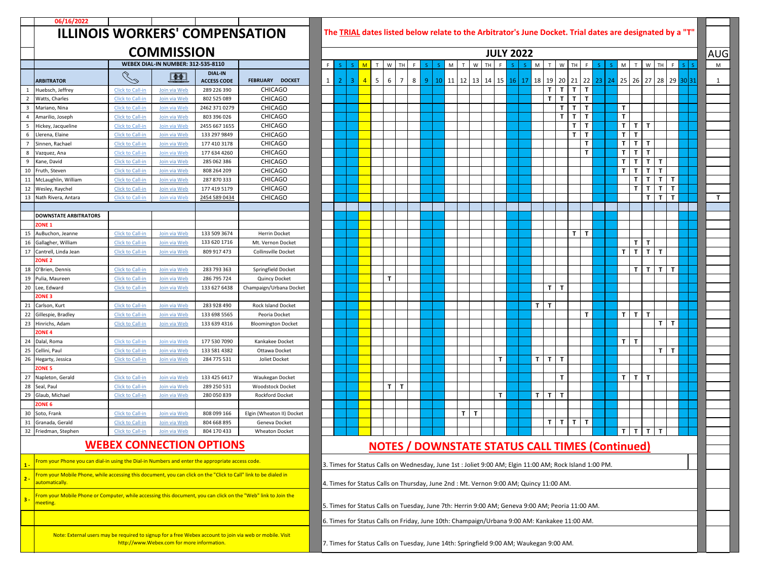06/16/2022

# ILLINOIS WORKERS' COMPENSATION COMMISSION

**WEBEX DIAL-IN NUMBER: 312-535-8110**

**The TRIAL dates listed below relate to the Arbitrator's June Docket. Trial dates are designated by a "T"**

## JULY 2022

| # | ARBITRATOR | Call | Web | DIAL-IN ACCESS CODE | FEBRUARY DOCKET | F 1 | S 2 | S 3 | M 4 | T 5 | W 6 | TH 7 | F 8 | S 9 | S 10 | M 11 | T 12 | W 13 | TH 14 | F 15 | S 16 | S 17 | M 18 | T 19 | W 20 | TH 21 | F 22 | S 23 | S 24 | M 25 | T 26 | W 27 | TH 28 | F 29 | S 30 | S 31 | AUG M 1 |
|---|---|---|---|---|---|---|---|---|---|---|---|---|---|---|---|---|---|---|---|---|---|---|---|---|---|---|---|---|---|---|---|---|---|---|---|---|---|
| 1 | Huebsch, Jeffrey | Click to Call-in | Join via Web | 289 226 390 | CHICAGO | | | | | | | | | | | | | | | | | | | T | T | T | T | | | | | | | | | | |
| 2 | Watts, Charles | Click to Call-in | Join via Web | 802 525 089 | CHICAGO | | | | | | | | | | | | | | | | | | | T | T | T | T | | | | | | | | | | |
| 3 | Mariano, Nina | Click to Call-in | Join via Web | 2462 371 0279 | CHICAGO | | | | | | | | | | | | | | | | | | | | T | T | T | | | T | | | | | | | |
| 4 | Amarilio, Joseph | Click to Call-in | Join via Web | 803 396 026 | CHICAGO | | | | | | | | | | | | | | | | | | | | T | T | T | | | T | | | | | | | |
| 5 | Hickey, Jacqueline | Click to Call-in | Join via Web | 2455 667 1655 | CHICAGO | | | | | | | | | | | | | | | | | | | | | T | T | | | T | T | T | | | | | |
| 6 | Llerena, Elaine | Click to Call-in | Join via Web | 133 297 9849 | CHICAGO | | | | | | | | | | | | | | | | | | | | | T | T | | | T | T | | | | | | |
| 7 | Sinnen, Rachael | Click to Call-in | Join via Web | 177 410 3178 | CHICAGO | | | | | | | | | | | | | | | | | | | | | | T | | | T | T | T | | | | | |
| 8 | Vazquez, Ana | Click to Call-in | Join via Web | 177 634 4260 | CHICAGO | | | | | | | | | | | | | | | | | | | | | | T | | | T | T | T | | | | | |
| 9 | Kane, David | Click to Call-in | Join via Web | 285 062 386 | CHICAGO | | | | | | | | | | | | | | | | | | | | | | | | | T | T | T | T | | | | |
| 10 | Fruth, Steven | Click to Call-in | Join via Web | 808 264 209 | CHICAGO | | | | | | | | | | | | | | | | | | | | | | | | | T | T | T | T | | | | |
| 11 | McLaughlin, William | Click to Call-in | Join via Web | 287 870 333 | CHICAGO | | | | | | | | | | | | | | | | | | | | | | | | | | T | T | T | T | | | |
| 12 | Wesley, Raychel | Click to Call-in | Join via Web | 177 419 5179 | CHICAGO | | | | | | | | | | | | | | | | | | | | | | | | | | T | T | T | T | | | |
| 13 | Nath Rivera, Antara | Click to Call-in | Join via Web | 2454 589 0434 | CHICAGO | | | | | | | | | | | | | | | | | | | | | | | | | | | T | T | T | | | T |
| | | | | | | | | | | | | | | | | | | | | | | | | | | | | | | | | | | | | | |
| | **DOWNSTATE ARBITRATORS** | | | | | | | | | | | | | | | | | | | | | | | | | | | | | | | | | | | | |
| | **ZONE 1** | | | | | | | | | | | | | | | | | | | | | | | | | | | | | | | | | | | | |
| 15 | AuBuchon, Jeanne | Click to Call-in | Join via Web | 133 509 3674 | Herrin Docket | | | | | | | | | | | | | | | | | | | | | T | T | | | | | | | | | | |
| 16 | Gallagher, William | Click to Call-in | Join via Web | 133 620 1716 | Mt. Vernon Docket | | | | | | | | | | | | | | | | | | | | | | | | | | T | T | | | | | |
| 17 | Cantrell, Linda Jean | Click to Call-in | Join via Web | 809 917 473 | Collinsville Docket | | | | | | | | | | | | | | | | | | | | | | | | | T | T | T | T | | | | |
| | **ZONE 2** | | | | | | | | | | | | | | | | | | | | | | | | | | | | | | | | | | | | |
| 18 | O'Brien, Dennis | Click to Call-in | Join via Web | 283 793 363 | Springfield Docket | | | | | | | | | | | | | | | | | | | | | | | | | | T | T | T | T | | | |
| 19 | Pulia, Maureen | Click to Call-in | Join via Web | 286 795 724 | Quincy Docket | | | | | | T | | | | | | | | | | | | | | | | | | | | | | | | | | |
| 20 | Lee, Edward | Click to Call-in | Join via Web | 133 627 6438 | Champaign/Urbana Docket | | | | | | | | | | | | | | | | | | | T | T | | | | | | | | | | | | |
| | **ZONE 3** | | | | | | | | | | | | | | | | | | | | | | | | | | | | | | | | | | | | |
| 21 | Carlson, Kurt | Click to Call-in | Join via Web | 283 928 490 | Rock Island Docket | | | | | | | | | | | | | | | | | | T | T | | | | | | | | | | | | | |
| 22 | Gillespie, Bradley | Click to Call-in | Join via Web | 133 698 5565 | Peoria Docket | | | | | | | | | | | | | | | | | | | | | | T | | | T | T | T | | | | | |
| 23 | Hinrichs, Adam | Click to Call-in | Join via Web | 133 639 4316 | Bloomington Docket | | | | | | | | | | | | | | | | | | | | | | | | | | | | T | T | | | |
| | **ZONE 4** | | | | | | | | | | | | | | | | | | | | | | | | | | | | | | | | | | | | |
| 24 | Dalal, Roma | Click to Call-in | Join via Web | 177 530 7090 | Kankakee Docket | | | | | | | | | | | | | | | | | | | | | | | | | T | T | | | | | | |
| 25 | Cellini, Paul | Click to Call-in | Join via Web | 133 581 4382 | Ottawa Docket | | | | | | | | | | | | | | | | | | | | | | | | | | | | T | T | | | |
| 26 | Hegarty, Jessica | Click to Call-in | Join via Web | 284 775 531 | Joliet Docket | | | | | | | | | | | | | | | T | | | T | T | T | | | | | | | | | | | | |
| | **ZONE 5** | | | | | | | | | | | | | | | | | | | | | | | | | | | | | | | | | | | | |
| 27 | Napleton, Gerald | Click to Call-in | Join via Web | 133 425 6417 | Waukegan Docket | | | | | | | | | | | | | | | | | | | | T | | | | | T | T | T | | | | | |
| 28 | Seal, Paul | Click to Call-in | Join via Web | 289 250 531 | Woodstock Docket | | | | | | T | T | | | | | | | | | | | | | | | | | | | | | | | | | |
| 29 | Glaub, Michael | Click to Call-in | Join via Web | 280 050 839 | Rockford Docket | | | | | | | | | | | | | | | T | | | T | T | T | | | | | | | | | | | | |
| | **ZONE 6** | | | | | | | | | | | | | | | | | | | | | | | | | | | | | | | | | | | | |
| 30 | Soto, Frank | Click to Call-in | Join via Web | 808 099 166 | Elgin (Wheaton II) Docket | | | | | | | | | | | | T | T | | | | | | | | | | | | | | | | | | | |
| 31 | Granada, Gerald | Click to Call-in | Join via Web | 804 668 895 | Geneva Docket | | | | | | | | | | | | | | | | | | | T | T | T | T | | | | | | | | | | |
| 32 | Friedman, Stephen | Click to Call-in | Join via Web | 804 170 433 | Wheaton Docket | | | | | | | | | | | | | | | | | | | | | | | | | T | T | T | T | | | | |

## WEBEX CONNECTION OPTIONS

1 - From your Phone you can dial-in using the Dial-In Numbers and enter the appropriate access code.

2 - From your Mobile Phone, while accessing this document, you can click on the "Click to Call" link to be dialed in automatically.

3 - From your Mobile Phone or Computer, while accessing this document, you can click on the "Web" link to Join the meeting.

Note: External users may be required to signup for a free Webex account to join via web or mobile. Visit http://www.Webex.com for more information.

## NOTES / DOWNSTATE STATUS CALL TIMES (Continued)

3. Times for Status Calls on Wednesday, June 1st : Joliet 9:00 AM; Elgin 11:00 AM; Rock Island 1:00 PM.

4. Times for Status Calls on Thursday, June 2nd : Mt. Vernon 9:00 AM; Quincy 11:00 AM.

5. Times for Status Calls on Tuesday, June 7th: Herrin 9:00 AM; Geneva 9:00 AM; Peoria 11:00 AM.

6. Times for Status Calls on Friday, June 10th: Champaign/Urbana 9:00 AM: Kankakee 11:00 AM.

7. Times for Status Calls on Tuesday, June 14th: Springfield 9:00 AM; Waukegan 9:00 AM.